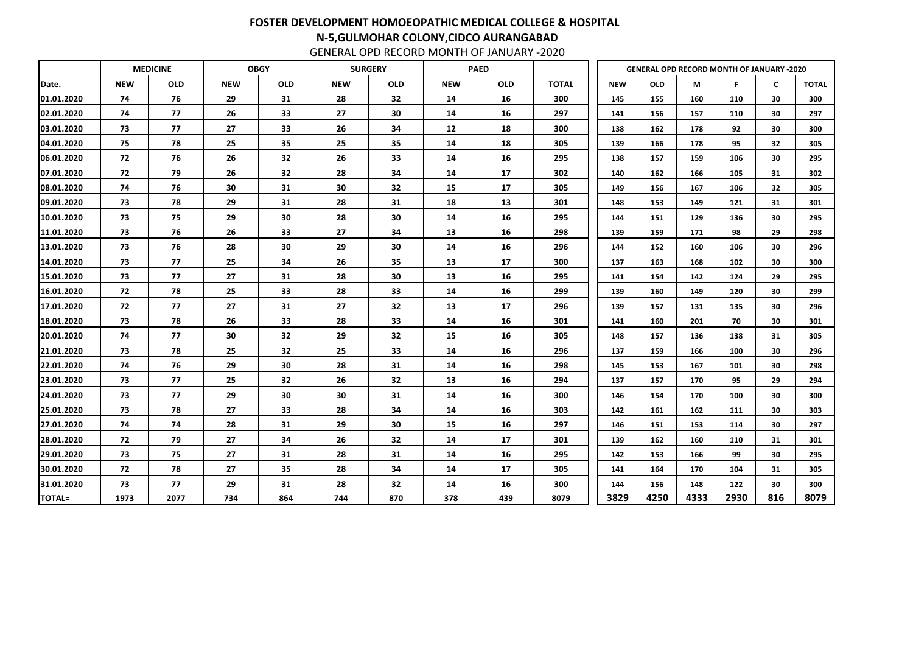# FOSTER DEVELOPMENT HOMOEOPATHIC MEDICAL COLLEGE & HOSPITAL

## N-5,GULMOHAR COLONY,CIDCO AURANGABAD

GENERAL OPD RECORD MONTH OF JANUARY -2020

| | MEDICINE | | OBGY | | SURGERY | | PAED | | |
|---|---|---|---|---|---|---|---|---|---|
| Date. | NEW | OLD | NEW | OLD | NEW | OLD | NEW | OLD | TOTAL |
| 01.01.2020 | 74 | 76 | 29 | 31 | 28 | 32 | 14 | 16 | 300 |
| 02.01.2020 | 74 | 77 | 26 | 33 | 27 | 30 | 14 | 16 | 297 |
| 03.01.2020 | 73 | 77 | 27 | 33 | 26 | 34 | 12 | 18 | 300 |
| 04.01.2020 | 75 | 78 | 25 | 35 | 25 | 35 | 14 | 18 | 305 |
| 06.01.2020 | 72 | 76 | 26 | 32 | 26 | 33 | 14 | 16 | 295 |
| 07.01.2020 | 72 | 79 | 26 | 32 | 28 | 34 | 14 | 17 | 302 |
| 08.01.2020 | 74 | 76 | 30 | 31 | 30 | 32 | 15 | 17 | 305 |
| 09.01.2020 | 73 | 78 | 29 | 31 | 28 | 31 | 18 | 13 | 301 |
| 10.01.2020 | 73 | 75 | 29 | 30 | 28 | 30 | 14 | 16 | 295 |
| 11.01.2020 | 73 | 76 | 26 | 33 | 27 | 34 | 13 | 16 | 298 |
| 13.01.2020 | 73 | 76 | 28 | 30 | 29 | 30 | 14 | 16 | 296 |
| 14.01.2020 | 73 | 77 | 25 | 34 | 26 | 35 | 13 | 17 | 300 |
| 15.01.2020 | 73 | 77 | 27 | 31 | 28 | 30 | 13 | 16 | 295 |
| 16.01.2020 | 72 | 78 | 25 | 33 | 28 | 33 | 14 | 16 | 299 |
| 17.01.2020 | 72 | 77 | 27 | 31 | 27 | 32 | 13 | 17 | 296 |
| 18.01.2020 | 73 | 78 | 26 | 33 | 28 | 33 | 14 | 16 | 301 |
| 20.01.2020 | 74 | 77 | 30 | 32 | 29 | 32 | 15 | 16 | 305 |
| 21.01.2020 | 73 | 78 | 25 | 32 | 25 | 33 | 14 | 16 | 296 |
| 22.01.2020 | 74 | 76 | 29 | 30 | 28 | 31 | 14 | 16 | 298 |
| 23.01.2020 | 73 | 77 | 25 | 32 | 26 | 32 | 13 | 16 | 294 |
| 24.01.2020 | 73 | 77 | 29 | 30 | 30 | 31 | 14 | 16 | 300 |
| 25.01.2020 | 73 | 78 | 27 | 33 | 28 | 34 | 14 | 16 | 303 |
| 27.01.2020 | 74 | 74 | 28 | 31 | 29 | 30 | 15 | 16 | 297 |
| 28.01.2020 | 72 | 79 | 27 | 34 | 26 | 32 | 14 | 17 | 301 |
| 29.01.2020 | 73 | 75 | 27 | 31 | 28 | 31 | 14 | 16 | 295 |
| 30.01.2020 | 72 | 78 | 27 | 35 | 28 | 34 | 14 | 17 | 305 |
| 31.01.2020 | 73 | 77 | 29 | 31 | 28 | 32 | 14 | 16 | 300 |
| TOTAL= | 1973 | 2077 | 734 | 864 | 744 | 870 | 378 | 439 | 8079 |

| GENERAL OPD RECORD MONTH OF JANUARY -2020 | | | | | |
|---|---|---|---|---|---|
| NEW | OLD | M | F | C | TOTAL |
| 145 | 155 | 160 | 110 | 30 | 300 |
| 141 | 156 | 157 | 110 | 30 | 297 |
| 138 | 162 | 178 | 92 | 30 | 300 |
| 139 | 166 | 178 | 95 | 32 | 305 |
| 138 | 157 | 159 | 106 | 30 | 295 |
| 140 | 162 | 166 | 105 | 31 | 302 |
| 149 | 156 | 167 | 106 | 32 | 305 |
| 148 | 153 | 149 | 121 | 31 | 301 |
| 144 | 151 | 129 | 136 | 30 | 295 |
| 139 | 159 | 171 | 98 | 29 | 298 |
| 144 | 152 | 160 | 106 | 30 | 296 |
| 137 | 163 | 168 | 102 | 30 | 300 |
| 141 | 154 | 142 | 124 | 29 | 295 |
| 139 | 160 | 149 | 120 | 30 | 299 |
| 139 | 157 | 131 | 135 | 30 | 296 |
| 141 | 160 | 201 | 70 | 30 | 301 |
| 148 | 157 | 136 | 138 | 31 | 305 |
| 137 | 159 | 166 | 100 | 30 | 296 |
| 145 | 153 | 167 | 101 | 30 | 298 |
| 137 | 157 | 170 | 95 | 29 | 294 |
| 146 | 154 | 170 | 100 | 30 | 300 |
| 142 | 161 | 162 | 111 | 30 | 303 |
| 146 | 151 | 153 | 114 | 30 | 297 |
| 139 | 162 | 160 | 110 | 31 | 301 |
| 142 | 153 | 166 | 99 | 30 | 295 |
| 141 | 164 | 170 | 104 | 31 | 305 |
| 144 | 156 | 148 | 122 | 30 | 300 |
| 3829 | 4250 | 4333 | 2930 | 816 | 8079 |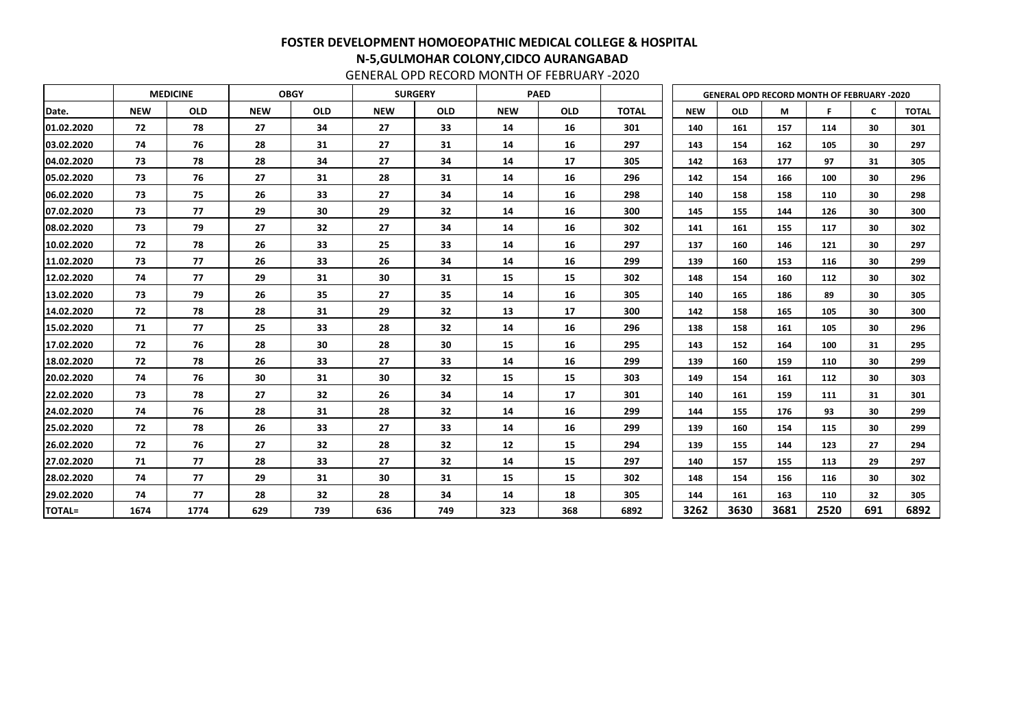**FOSTER DEVELOPMENT HOMOEOPATHIC MEDICAL COLLEGE & HOSPITAL**

**N-5,GULMOHAR COLONY,CIDCO AURANGABAD**

GENERAL OPD RECORD MONTH OF FEBRUARY -2020

| | MEDICINE | | OBGY | | SURGERY | | PAED | | |
|---|---|---|---|---|---|---|---|---|---|
| Date. | NEW | OLD | NEW | OLD | NEW | OLD | NEW | OLD | TOTAL |
| 01.02.2020 | 72 | 78 | 27 | 34 | 27 | 33 | 14 | 16 | 301 |
| 03.02.2020 | 74 | 76 | 28 | 31 | 27 | 31 | 14 | 16 | 297 |
| 04.02.2020 | 73 | 78 | 28 | 34 | 27 | 34 | 14 | 17 | 305 |
| 05.02.2020 | 73 | 76 | 27 | 31 | 28 | 31 | 14 | 16 | 296 |
| 06.02.2020 | 73 | 75 | 26 | 33 | 27 | 34 | 14 | 16 | 298 |
| 07.02.2020 | 73 | 77 | 29 | 30 | 29 | 32 | 14 | 16 | 300 |
| 08.02.2020 | 73 | 79 | 27 | 32 | 27 | 34 | 14 | 16 | 302 |
| 10.02.2020 | 72 | 78 | 26 | 33 | 25 | 33 | 14 | 16 | 297 |
| 11.02.2020 | 73 | 77 | 26 | 33 | 26 | 34 | 14 | 16 | 299 |
| 12.02.2020 | 74 | 77 | 29 | 31 | 30 | 31 | 15 | 15 | 302 |
| 13.02.2020 | 73 | 79 | 26 | 35 | 27 | 35 | 14 | 16 | 305 |
| 14.02.2020 | 72 | 78 | 28 | 31 | 29 | 32 | 13 | 17 | 300 |
| 15.02.2020 | 71 | 77 | 25 | 33 | 28 | 32 | 14 | 16 | 296 |
| 17.02.2020 | 72 | 76 | 28 | 30 | 28 | 30 | 15 | 16 | 295 |
| 18.02.2020 | 72 | 78 | 26 | 33 | 27 | 33 | 14 | 16 | 299 |
| 20.02.2020 | 74 | 76 | 30 | 31 | 30 | 32 | 15 | 15 | 303 |
| 22.02.2020 | 73 | 78 | 27 | 32 | 26 | 34 | 14 | 17 | 301 |
| 24.02.2020 | 74 | 76 | 28 | 31 | 28 | 32 | 14 | 16 | 299 |
| 25.02.2020 | 72 | 78 | 26 | 33 | 27 | 33 | 14 | 16 | 299 |
| 26.02.2020 | 72 | 76 | 27 | 32 | 28 | 32 | 12 | 15 | 294 |
| 27.02.2020 | 71 | 77 | 28 | 33 | 27 | 32 | 14 | 15 | 297 |
| 28.02.2020 | 74 | 77 | 29 | 31 | 30 | 31 | 15 | 15 | 302 |
| 29.02.2020 | 74 | 77 | 28 | 32 | 28 | 34 | 14 | 18 | 305 |
| TOTAL= | 1674 | 1774 | 629 | 739 | 636 | 749 | 323 | 368 | 6892 |

| GENERAL OPD RECORD MONTH OF FEBRUARY -2020 | | | | | |
|---|---|---|---|---|---|
| NEW | OLD | M | F | C | TOTAL |
| 140 | 161 | 157 | 114 | 30 | 301 |
| 143 | 154 | 162 | 105 | 30 | 297 |
| 142 | 163 | 177 | 97 | 31 | 305 |
| 142 | 154 | 166 | 100 | 30 | 296 |
| 140 | 158 | 158 | 110 | 30 | 298 |
| 145 | 155 | 144 | 126 | 30 | 300 |
| 141 | 161 | 155 | 117 | 30 | 302 |
| 137 | 160 | 146 | 121 | 30 | 297 |
| 139 | 160 | 153 | 116 | 30 | 299 |
| 148 | 154 | 160 | 112 | 30 | 302 |
| 140 | 165 | 186 | 89 | 30 | 305 |
| 142 | 158 | 165 | 105 | 30 | 300 |
| 138 | 158 | 161 | 105 | 30 | 296 |
| 143 | 152 | 164 | 100 | 31 | 295 |
| 139 | 160 | 159 | 110 | 30 | 299 |
| 149 | 154 | 161 | 112 | 30 | 303 |
| 140 | 161 | 159 | 111 | 31 | 301 |
| 144 | 155 | 176 | 93 | 30 | 299 |
| 139 | 160 | 154 | 115 | 30 | 299 |
| 139 | 155 | 144 | 123 | 27 | 294 |
| 140 | 157 | 155 | 113 | 29 | 297 |
| 148 | 154 | 156 | 116 | 30 | 302 |
| 144 | 161 | 163 | 110 | 32 | 305 |
| 3262 | 3630 | 3681 | 2520 | 691 | 6892 |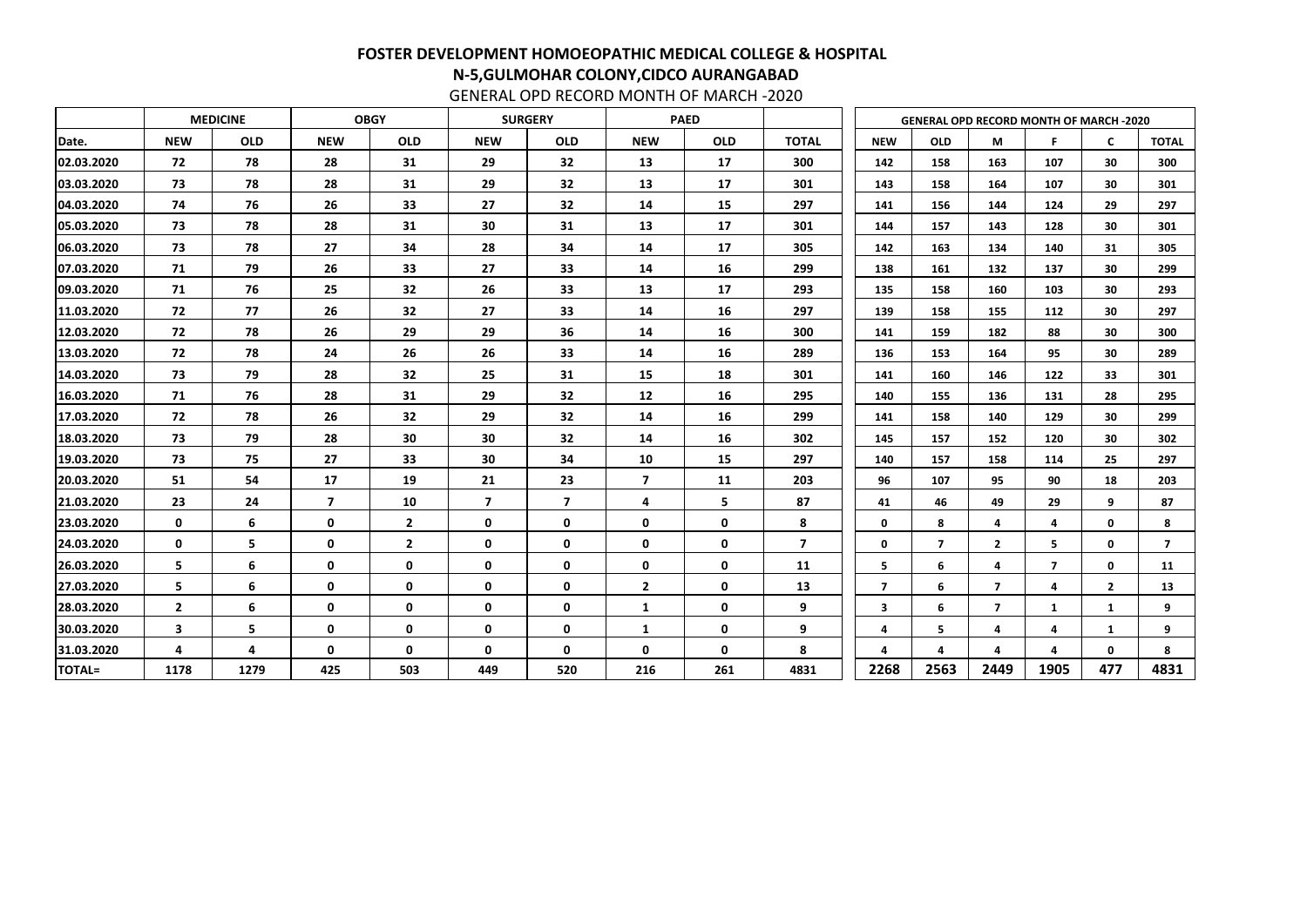# FOSTER DEVELOPMENT HOMOEOPATHIC MEDICAL COLLEGE & HOSPITAL

## N-5,GULMOHAR COLONY,CIDCO AURANGABAD

GENERAL OPD RECORD MONTH OF MARCH -2020

| | MEDICINE | | OBGY | | SURGERY | | PAED | | |
|---|---|---|---|---|---|---|---|---|---|
| Date. | NEW | OLD | NEW | OLD | NEW | OLD | NEW | OLD | TOTAL |
| 02.03.2020 | 72 | 78 | 28 | 31 | 29 | 32 | 13 | 17 | 300 |
| 03.03.2020 | 73 | 78 | 28 | 31 | 29 | 32 | 13 | 17 | 301 |
| 04.03.2020 | 74 | 76 | 26 | 33 | 27 | 32 | 14 | 15 | 297 |
| 05.03.2020 | 73 | 78 | 28 | 31 | 30 | 31 | 13 | 17 | 301 |
| 06.03.2020 | 73 | 78 | 27 | 34 | 28 | 34 | 14 | 17 | 305 |
| 07.03.2020 | 71 | 79 | 26 | 33 | 27 | 33 | 14 | 16 | 299 |
| 09.03.2020 | 71 | 76 | 25 | 32 | 26 | 33 | 13 | 17 | 293 |
| 11.03.2020 | 72 | 77 | 26 | 32 | 27 | 33 | 14 | 16 | 297 |
| 12.03.2020 | 72 | 78 | 26 | 29 | 29 | 36 | 14 | 16 | 300 |
| 13.03.2020 | 72 | 78 | 24 | 26 | 26 | 33 | 14 | 16 | 289 |
| 14.03.2020 | 73 | 79 | 28 | 32 | 25 | 31 | 15 | 18 | 301 |
| 16.03.2020 | 71 | 76 | 28 | 31 | 29 | 32 | 12 | 16 | 295 |
| 17.03.2020 | 72 | 78 | 26 | 32 | 29 | 32 | 14 | 16 | 299 |
| 18.03.2020 | 73 | 79 | 28 | 30 | 30 | 32 | 14 | 16 | 302 |
| 19.03.2020 | 73 | 75 | 27 | 33 | 30 | 34 | 10 | 15 | 297 |
| 20.03.2020 | 51 | 54 | 17 | 19 | 21 | 23 | 7 | 11 | 203 |
| 21.03.2020 | 23 | 24 | 7 | 10 | 7 | 7 | 4 | 5 | 87 |
| 23.03.2020 | 0 | 6 | 0 | 2 | 0 | 0 | 0 | 0 | 8 |
| 24.03.2020 | 0 | 5 | 0 | 2 | 0 | 0 | 0 | 0 | 7 |
| 26.03.2020 | 5 | 6 | 0 | 0 | 0 | 0 | 0 | 0 | 11 |
| 27.03.2020 | 5 | 6 | 0 | 0 | 0 | 0 | 2 | 0 | 13 |
| 28.03.2020 | 2 | 6 | 0 | 0 | 0 | 0 | 1 | 0 | 9 |
| 30.03.2020 | 3 | 5 | 0 | 0 | 0 | 0 | 1 | 0 | 9 |
| 31.03.2020 | 4 | 4 | 0 | 0 | 0 | 0 | 0 | 0 | 8 |
| TOTAL= | 1178 | 1279 | 425 | 503 | 449 | 520 | 216 | 261 | 4831 |

| GENERAL OPD RECORD MONTH OF MARCH -2020 | | | | | |
|---|---|---|---|---|---|
| NEW | OLD | M | F | C | TOTAL |
| 142 | 158 | 163 | 107 | 30 | 300 |
| 143 | 158 | 164 | 107 | 30 | 301 |
| 141 | 156 | 144 | 124 | 29 | 297 |
| 144 | 157 | 143 | 128 | 30 | 301 |
| 142 | 163 | 134 | 140 | 31 | 305 |
| 138 | 161 | 132 | 137 | 30 | 299 |
| 135 | 158 | 160 | 103 | 30 | 293 |
| 139 | 158 | 155 | 112 | 30 | 297 |
| 141 | 159 | 182 | 88 | 30 | 300 |
| 136 | 153 | 164 | 95 | 30 | 289 |
| 141 | 160 | 146 | 122 | 33 | 301 |
| 140 | 155 | 136 | 131 | 28 | 295 |
| 141 | 158 | 140 | 129 | 30 | 299 |
| 145 | 157 | 152 | 120 | 30 | 302 |
| 140 | 157 | 158 | 114 | 25 | 297 |
| 96 | 107 | 95 | 90 | 18 | 203 |
| 41 | 46 | 49 | 29 | 9 | 87 |
| 0 | 8 | 4 | 4 | 0 | 8 |
| 0 | 7 | 2 | 5 | 0 | 7 |
| 5 | 6 | 4 | 7 | 0 | 11 |
| 7 | 6 | 7 | 4 | 2 | 13 |
| 3 | 6 | 7 | 1 | 1 | 9 |
| 4 | 5 | 4 | 4 | 1 | 9 |
| 4 | 4 | 4 | 4 | 0 | 8 |
| 2268 | 2563 | 2449 | 1905 | 477 | 4831 |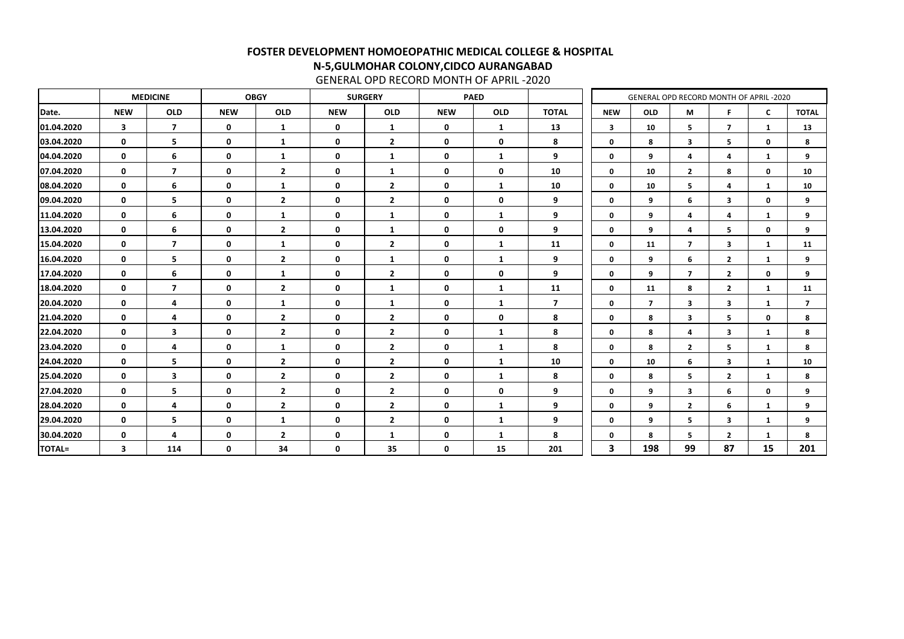**FOSTER DEVELOPMENT HOMOEOPATHIC MEDICAL COLLEGE & HOSPITAL**

**N-5,GULMOHAR COLONY,CIDCO AURANGABAD**

GENERAL OPD RECORD MONTH OF APRIL -2020

| | MEDICINE | | OBGY | | SURGERY | | PAED | | |
|---|---|---|---|---|---|---|---|---|---|
| Date. | NEW | OLD | NEW | OLD | NEW | OLD | NEW | OLD | TOTAL |
| 01.04.2020 | 3 | 7 | 0 | 1 | 0 | 1 | 0 | 1 | 13 |
| 03.04.2020 | 0 | 5 | 0 | 1 | 0 | 2 | 0 | 0 | 8 |
| 04.04.2020 | 0 | 6 | 0 | 1 | 0 | 1 | 0 | 1 | 9 |
| 07.04.2020 | 0 | 7 | 0 | 2 | 0 | 1 | 0 | 0 | 10 |
| 08.04.2020 | 0 | 6 | 0 | 1 | 0 | 2 | 0 | 1 | 10 |
| 09.04.2020 | 0 | 5 | 0 | 2 | 0 | 2 | 0 | 0 | 9 |
| 11.04.2020 | 0 | 6 | 0 | 1 | 0 | 1 | 0 | 1 | 9 |
| 13.04.2020 | 0 | 6 | 0 | 2 | 0 | 1 | 0 | 0 | 9 |
| 15.04.2020 | 0 | 7 | 0 | 1 | 0 | 2 | 0 | 1 | 11 |
| 16.04.2020 | 0 | 5 | 0 | 2 | 0 | 1 | 0 | 1 | 9 |
| 17.04.2020 | 0 | 6 | 0 | 1 | 0 | 2 | 0 | 0 | 9 |
| 18.04.2020 | 0 | 7 | 0 | 2 | 0 | 1 | 0 | 1 | 11 |
| 20.04.2020 | 0 | 4 | 0 | 1 | 0 | 1 | 0 | 1 | 7 |
| 21.04.2020 | 0 | 4 | 0 | 2 | 0 | 2 | 0 | 0 | 8 |
| 22.04.2020 | 0 | 3 | 0 | 2 | 0 | 2 | 0 | 1 | 8 |
| 23.04.2020 | 0 | 4 | 0 | 1 | 0 | 2 | 0 | 1 | 8 |
| 24.04.2020 | 0 | 5 | 0 | 2 | 0 | 2 | 0 | 1 | 10 |
| 25.04.2020 | 0 | 3 | 0 | 2 | 0 | 2 | 0 | 1 | 8 |
| 27.04.2020 | 0 | 5 | 0 | 2 | 0 | 2 | 0 | 0 | 9 |
| 28.04.2020 | 0 | 4 | 0 | 2 | 0 | 2 | 0 | 1 | 9 |
| 29.04.2020 | 0 | 5 | 0 | 1 | 0 | 2 | 0 | 1 | 9 |
| 30.04.2020 | 0 | 4 | 0 | 2 | 0 | 1 | 0 | 1 | 8 |
| TOTAL= | 3 | 114 | 0 | 34 | 0 | 35 | 0 | 15 | 201 |

| GENERAL OPD RECORD MONTH OF APRIL -2020 | | | | | |
|---|---|---|---|---|---|
| NEW | OLD | M | F | C | TOTAL |
| 3 | 10 | 5 | 7 | 1 | 13 |
| 0 | 8 | 3 | 5 | 0 | 8 |
| 0 | 9 | 4 | 4 | 1 | 9 |
| 0 | 10 | 2 | 8 | 0 | 10 |
| 0 | 10 | 5 | 4 | 1 | 10 |
| 0 | 9 | 6 | 3 | 0 | 9 |
| 0 | 9 | 4 | 4 | 1 | 9 |
| 0 | 9 | 4 | 5 | 0 | 9 |
| 0 | 11 | 7 | 3 | 1 | 11 |
| 0 | 9 | 6 | 2 | 1 | 9 |
| 0 | 9 | 7 | 2 | 0 | 9 |
| 0 | 11 | 8 | 2 | 1 | 11 |
| 0 | 7 | 3 | 3 | 1 | 7 |
| 0 | 8 | 3 | 5 | 0 | 8 |
| 0 | 8 | 4 | 3 | 1 | 8 |
| 0 | 8 | 2 | 5 | 1 | 8 |
| 0 | 10 | 6 | 3 | 1 | 10 |
| 0 | 8 | 5 | 2 | 1 | 8 |
| 0 | 9 | 3 | 6 | 0 | 9 |
| 0 | 9 | 2 | 6 | 1 | 9 |
| 0 | 9 | 5 | 3 | 1 | 9 |
| 0 | 8 | 5 | 2 | 1 | 8 |
| 3 | 198 | 99 | 87 | 15 | 201 |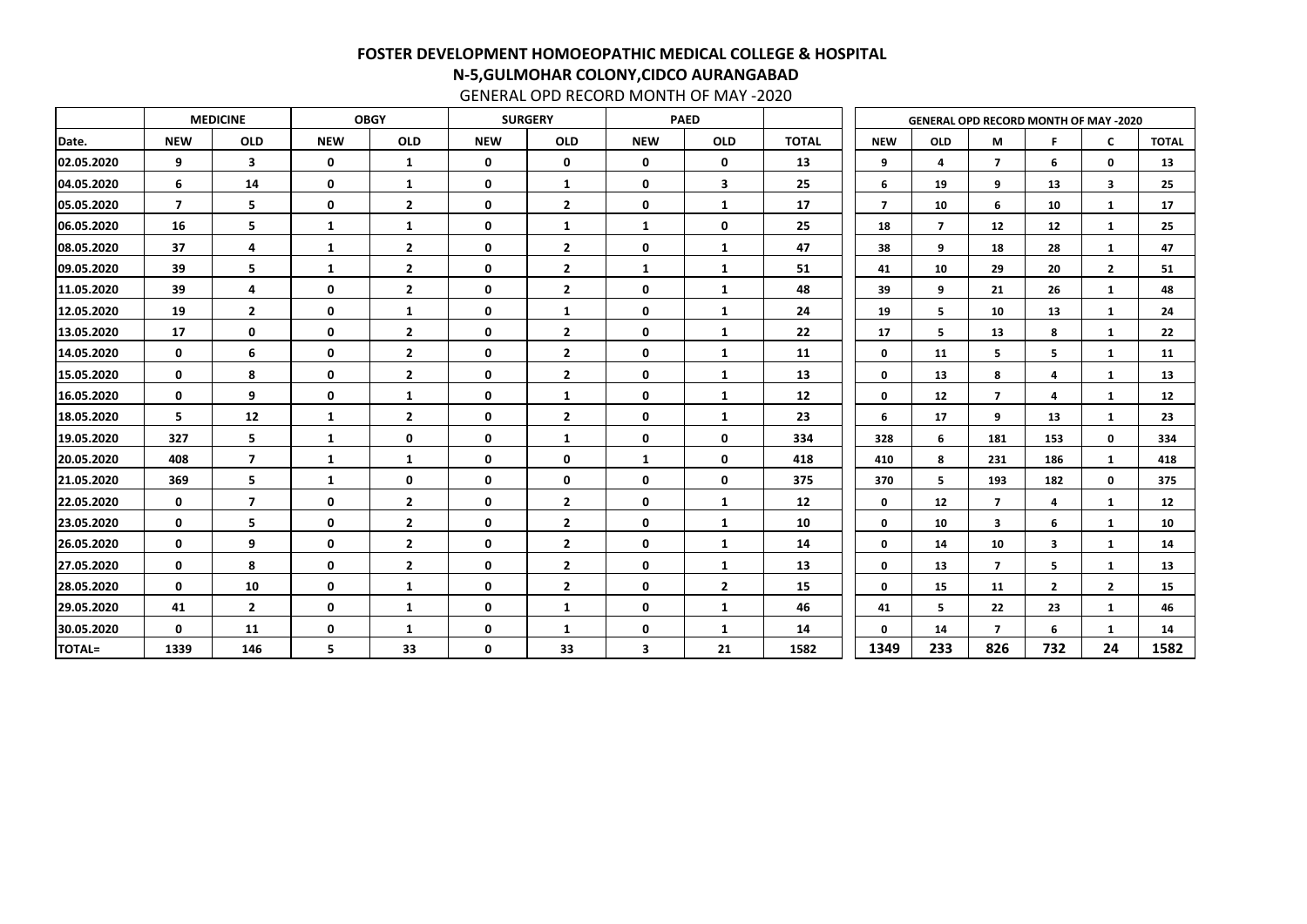# FOSTER DEVELOPMENT HOMOEOPATHIC MEDICAL COLLEGE & HOSPITAL

## N-5,GULMOHAR COLONY,CIDCO AURANGABAD

GENERAL OPD RECORD MONTH OF MAY -2020

| | MEDICINE | | OBGY | | SURGERY | | PAED | | |
|---|---|---|---|---|---|---|---|---|---|
| Date. | NEW | OLD | NEW | OLD | NEW | OLD | NEW | OLD | TOTAL |
| 02.05.2020 | 9 | 3 | 0 | 1 | 0 | 0 | 0 | 0 | 13 |
| 04.05.2020 | 6 | 14 | 0 | 1 | 0 | 1 | 0 | 3 | 25 |
| 05.05.2020 | 7 | 5 | 0 | 2 | 0 | 2 | 0 | 1 | 17 |
| 06.05.2020 | 16 | 5 | 1 | 1 | 0 | 1 | 1 | 0 | 25 |
| 08.05.2020 | 37 | 4 | 1 | 2 | 0 | 2 | 0 | 1 | 47 |
| 09.05.2020 | 39 | 5 | 1 | 2 | 0 | 2 | 1 | 1 | 51 |
| 11.05.2020 | 39 | 4 | 0 | 2 | 0 | 2 | 0 | 1 | 48 |
| 12.05.2020 | 19 | 2 | 0 | 1 | 0 | 1 | 0 | 1 | 24 |
| 13.05.2020 | 17 | 0 | 0 | 2 | 0 | 2 | 0 | 1 | 22 |
| 14.05.2020 | 0 | 6 | 0 | 2 | 0 | 2 | 0 | 1 | 11 |
| 15.05.2020 | 0 | 8 | 0 | 2 | 0 | 2 | 0 | 1 | 13 |
| 16.05.2020 | 0 | 9 | 0 | 1 | 0 | 1 | 0 | 1 | 12 |
| 18.05.2020 | 5 | 12 | 1 | 2 | 0 | 2 | 0 | 1 | 23 |
| 19.05.2020 | 327 | 5 | 1 | 0 | 0 | 1 | 0 | 0 | 334 |
| 20.05.2020 | 408 | 7 | 1 | 1 | 0 | 0 | 1 | 0 | 418 |
| 21.05.2020 | 369 | 5 | 1 | 0 | 0 | 0 | 0 | 0 | 375 |
| 22.05.2020 | 0 | 7 | 0 | 2 | 0 | 2 | 0 | 1 | 12 |
| 23.05.2020 | 0 | 5 | 0 | 2 | 0 | 2 | 0 | 1 | 10 |
| 26.05.2020 | 0 | 9 | 0 | 2 | 0 | 2 | 0 | 1 | 14 |
| 27.05.2020 | 0 | 8 | 0 | 2 | 0 | 2 | 0 | 1 | 13 |
| 28.05.2020 | 0 | 10 | 0 | 1 | 0 | 2 | 0 | 2 | 15 |
| 29.05.2020 | 41 | 2 | 0 | 1 | 0 | 1 | 0 | 1 | 46 |
| 30.05.2020 | 0 | 11 | 0 | 1 | 0 | 1 | 0 | 1 | 14 |
| TOTAL= | 1339 | 146 | 5 | 33 | 0 | 33 | 3 | 21 | 1582 |

| GENERAL OPD RECORD MONTH OF MAY -2020 | | | | | |
|---|---|---|---|---|---|
| NEW | OLD | M | F | C | TOTAL |
| 9 | 4 | 7 | 6 | 0 | 13 |
| 6 | 19 | 9 | 13 | 3 | 25 |
| 7 | 10 | 6 | 10 | 1 | 17 |
| 18 | 7 | 12 | 12 | 1 | 25 |
| 38 | 9 | 18 | 28 | 1 | 47 |
| 41 | 10 | 29 | 20 | 2 | 51 |
| 39 | 9 | 21 | 26 | 1 | 48 |
| 19 | 5 | 10 | 13 | 1 | 24 |
| 17 | 5 | 13 | 8 | 1 | 22 |
| 0 | 11 | 5 | 5 | 1 | 11 |
| 0 | 13 | 8 | 4 | 1 | 13 |
| 0 | 12 | 7 | 4 | 1 | 12 |
| 6 | 17 | 9 | 13 | 1 | 23 |
| 328 | 6 | 181 | 153 | 0 | 334 |
| 410 | 8 | 231 | 186 | 1 | 418 |
| 370 | 5 | 193 | 182 | 0 | 375 |
| 0 | 12 | 7 | 4 | 1 | 12 |
| 0 | 10 | 3 | 6 | 1 | 10 |
| 0 | 14 | 10 | 3 | 1 | 14 |
| 0 | 13 | 7 | 5 | 1 | 13 |
| 0 | 15 | 11 | 2 | 2 | 15 |
| 41 | 5 | 22 | 23 | 1 | 46 |
| 0 | 14 | 7 | 6 | 1 | 14 |
| 1349 | 233 | 826 | 732 | 24 | 1582 |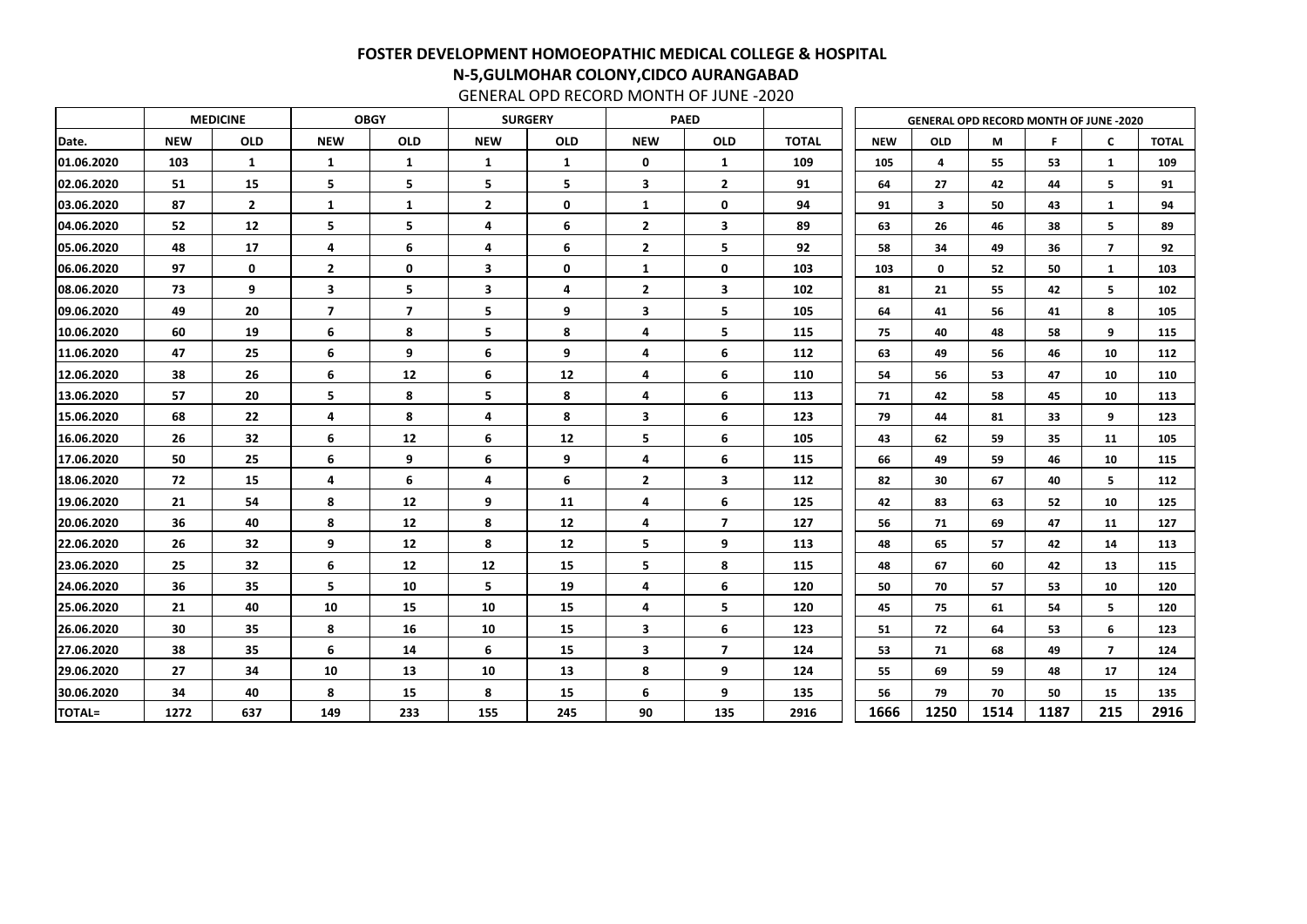# FOSTER DEVELOPMENT HOMOEOPATHIC MEDICAL COLLEGE & HOSPITAL

## N-5,GULMOHAR COLONY,CIDCO AURANGABAD

GENERAL OPD RECORD MONTH OF JUNE -2020

| | MEDICINE | | OBGY | | SURGERY | | PAED | | |
|---|---|---|---|---|---|---|---|---|---|
| Date. | NEW | OLD | NEW | OLD | NEW | OLD | NEW | OLD | TOTAL |
| 01.06.2020 | 103 | 1 | 1 | 1 | 1 | 1 | 0 | 1 | 109 |
| 02.06.2020 | 51 | 15 | 5 | 5 | 5 | 5 | 3 | 2 | 91 |
| 03.06.2020 | 87 | 2 | 1 | 1 | 2 | 0 | 1 | 0 | 94 |
| 04.06.2020 | 52 | 12 | 5 | 5 | 4 | 6 | 2 | 3 | 89 |
| 05.06.2020 | 48 | 17 | 4 | 6 | 4 | 6 | 2 | 5 | 92 |
| 06.06.2020 | 97 | 0 | 2 | 0 | 3 | 0 | 1 | 0 | 103 |
| 08.06.2020 | 73 | 9 | 3 | 5 | 3 | 4 | 2 | 3 | 102 |
| 09.06.2020 | 49 | 20 | 7 | 7 | 5 | 9 | 3 | 5 | 105 |
| 10.06.2020 | 60 | 19 | 6 | 8 | 5 | 8 | 4 | 5 | 115 |
| 11.06.2020 | 47 | 25 | 6 | 9 | 6 | 9 | 4 | 6 | 112 |
| 12.06.2020 | 38 | 26 | 6 | 12 | 6 | 12 | 4 | 6 | 110 |
| 13.06.2020 | 57 | 20 | 5 | 8 | 5 | 8 | 4 | 6 | 113 |
| 15.06.2020 | 68 | 22 | 4 | 8 | 4 | 8 | 3 | 6 | 123 |
| 16.06.2020 | 26 | 32 | 6 | 12 | 6 | 12 | 5 | 6 | 105 |
| 17.06.2020 | 50 | 25 | 6 | 9 | 6 | 9 | 4 | 6 | 115 |
| 18.06.2020 | 72 | 15 | 4 | 6 | 4 | 6 | 2 | 3 | 112 |
| 19.06.2020 | 21 | 54 | 8 | 12 | 9 | 11 | 4 | 6 | 125 |
| 20.06.2020 | 36 | 40 | 8 | 12 | 8 | 12 | 4 | 7 | 127 |
| 22.06.2020 | 26 | 32 | 9 | 12 | 8 | 12 | 5 | 9 | 113 |
| 23.06.2020 | 25 | 32 | 6 | 12 | 12 | 15 | 5 | 8 | 115 |
| 24.06.2020 | 36 | 35 | 5 | 10 | 5 | 19 | 4 | 6 | 120 |
| 25.06.2020 | 21 | 40 | 10 | 15 | 10 | 15 | 4 | 5 | 120 |
| 26.06.2020 | 30 | 35 | 8 | 16 | 10 | 15 | 3 | 6 | 123 |
| 27.06.2020 | 38 | 35 | 6 | 14 | 6 | 15 | 3 | 7 | 124 |
| 29.06.2020 | 27 | 34 | 10 | 13 | 10 | 13 | 8 | 9 | 124 |
| 30.06.2020 | 34 | 40 | 8 | 15 | 8 | 15 | 6 | 9 | 135 |
| TOTAL= | 1272 | 637 | 149 | 233 | 155 | 245 | 90 | 135 | 2916 |

| GENERAL OPD RECORD MONTH OF JUNE -2020 | | | | | |
|---|---|---|---|---|---|
| NEW | OLD | M | F | C | TOTAL |
| 105 | 4 | 55 | 53 | 1 | 109 |
| 64 | 27 | 42 | 44 | 5 | 91 |
| 91 | 3 | 50 | 43 | 1 | 94 |
| 63 | 26 | 46 | 38 | 5 | 89 |
| 58 | 34 | 49 | 36 | 7 | 92 |
| 103 | 0 | 52 | 50 | 1 | 103 |
| 81 | 21 | 55 | 42 | 5 | 102 |
| 64 | 41 | 56 | 41 | 8 | 105 |
| 75 | 40 | 48 | 58 | 9 | 115 |
| 63 | 49 | 56 | 46 | 10 | 112 |
| 54 | 56 | 53 | 47 | 10 | 110 |
| 71 | 42 | 58 | 45 | 10 | 113 |
| 79 | 44 | 81 | 33 | 9 | 123 |
| 43 | 62 | 59 | 35 | 11 | 105 |
| 66 | 49 | 59 | 46 | 10 | 115 |
| 82 | 30 | 67 | 40 | 5 | 112 |
| 42 | 83 | 63 | 52 | 10 | 125 |
| 56 | 71 | 69 | 47 | 11 | 127 |
| 48 | 65 | 57 | 42 | 14 | 113 |
| 48 | 67 | 60 | 42 | 13 | 115 |
| 50 | 70 | 57 | 53 | 10 | 120 |
| 45 | 75 | 61 | 54 | 5 | 120 |
| 51 | 72 | 64 | 53 | 6 | 123 |
| 53 | 71 | 68 | 49 | 7 | 124 |
| 55 | 69 | 59 | 48 | 17 | 124 |
| 56 | 79 | 70 | 50 | 15 | 135 |
| 1666 | 1250 | 1514 | 1187 | 215 | 2916 |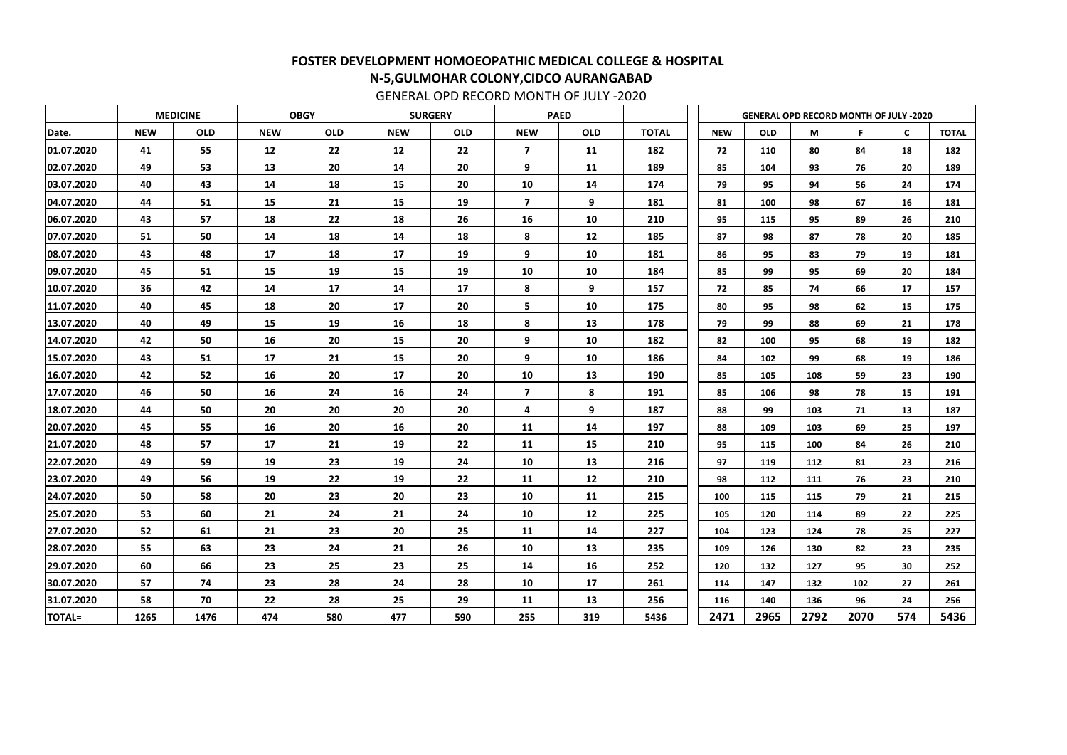# FOSTER DEVELOPMENT HOMOEOPATHIC MEDICAL COLLEGE & HOSPITAL

## N-5,GULMOHAR COLONY,CIDCO AURANGABAD

GENERAL OPD RECORD MONTH OF JULY -2020

| | MEDICINE | | OBGY | | SURGERY | | PAED | | |
|---|---|---|---|---|---|---|---|---|---|
| Date. | NEW | OLD | NEW | OLD | NEW | OLD | NEW | OLD | TOTAL |
| 01.07.2020 | 41 | 55 | 12 | 22 | 12 | 22 | 7 | 11 | 182 |
| 02.07.2020 | 49 | 53 | 13 | 20 | 14 | 20 | 9 | 11 | 189 |
| 03.07.2020 | 40 | 43 | 14 | 18 | 15 | 20 | 10 | 14 | 174 |
| 04.07.2020 | 44 | 51 | 15 | 21 | 15 | 19 | 7 | 9 | 181 |
| 06.07.2020 | 43 | 57 | 18 | 22 | 18 | 26 | 16 | 10 | 210 |
| 07.07.2020 | 51 | 50 | 14 | 18 | 14 | 18 | 8 | 12 | 185 |
| 08.07.2020 | 43 | 48 | 17 | 18 | 17 | 19 | 9 | 10 | 181 |
| 09.07.2020 | 45 | 51 | 15 | 19 | 15 | 19 | 10 | 10 | 184 |
| 10.07.2020 | 36 | 42 | 14 | 17 | 14 | 17 | 8 | 9 | 157 |
| 11.07.2020 | 40 | 45 | 18 | 20 | 17 | 20 | 5 | 10 | 175 |
| 13.07.2020 | 40 | 49 | 15 | 19 | 16 | 18 | 8 | 13 | 178 |
| 14.07.2020 | 42 | 50 | 16 | 20 | 15 | 20 | 9 | 10 | 182 |
| 15.07.2020 | 43 | 51 | 17 | 21 | 15 | 20 | 9 | 10 | 186 |
| 16.07.2020 | 42 | 52 | 16 | 20 | 17 | 20 | 10 | 13 | 190 |
| 17.07.2020 | 46 | 50 | 16 | 24 | 16 | 24 | 7 | 8 | 191 |
| 18.07.2020 | 44 | 50 | 20 | 20 | 20 | 20 | 4 | 9 | 187 |
| 20.07.2020 | 45 | 55 | 16 | 20 | 16 | 20 | 11 | 14 | 197 |
| 21.07.2020 | 48 | 57 | 17 | 21 | 19 | 22 | 11 | 15 | 210 |
| 22.07.2020 | 49 | 59 | 19 | 23 | 19 | 24 | 10 | 13 | 216 |
| 23.07.2020 | 49 | 56 | 19 | 22 | 19 | 22 | 11 | 12 | 210 |
| 24.07.2020 | 50 | 58 | 20 | 23 | 20 | 23 | 10 | 11 | 215 |
| 25.07.2020 | 53 | 60 | 21 | 24 | 21 | 24 | 10 | 12 | 225 |
| 27.07.2020 | 52 | 61 | 21 | 23 | 20 | 25 | 11 | 14 | 227 |
| 28.07.2020 | 55 | 63 | 23 | 24 | 21 | 26 | 10 | 13 | 235 |
| 29.07.2020 | 60 | 66 | 23 | 25 | 23 | 25 | 14 | 16 | 252 |
| 30.07.2020 | 57 | 74 | 23 | 28 | 24 | 28 | 10 | 17 | 261 |
| 31.07.2020 | 58 | 70 | 22 | 28 | 25 | 29 | 11 | 13 | 256 |
| TOTAL= | 1265 | 1476 | 474 | 580 | 477 | 590 | 255 | 319 | 5436 |

| GENERAL OPD RECORD MONTH OF JULY -2020 | | | | | |
|---|---|---|---|---|---|
| NEW | OLD | M | F | C | TOTAL |
| 72 | 110 | 80 | 84 | 18 | 182 |
| 85 | 104 | 93 | 76 | 20 | 189 |
| 79 | 95 | 94 | 56 | 24 | 174 |
| 81 | 100 | 98 | 67 | 16 | 181 |
| 95 | 115 | 95 | 89 | 26 | 210 |
| 87 | 98 | 87 | 78 | 20 | 185 |
| 86 | 95 | 83 | 79 | 19 | 181 |
| 85 | 99 | 95 | 69 | 20 | 184 |
| 72 | 85 | 74 | 66 | 17 | 157 |
| 80 | 95 | 98 | 62 | 15 | 175 |
| 79 | 99 | 88 | 69 | 21 | 178 |
| 82 | 100 | 95 | 68 | 19 | 182 |
| 84 | 102 | 99 | 68 | 19 | 186 |
| 85 | 105 | 108 | 59 | 23 | 190 |
| 85 | 106 | 98 | 78 | 15 | 191 |
| 88 | 99 | 103 | 71 | 13 | 187 |
| 88 | 109 | 103 | 69 | 25 | 197 |
| 95 | 115 | 100 | 84 | 26 | 210 |
| 97 | 119 | 112 | 81 | 23 | 216 |
| 98 | 112 | 111 | 76 | 23 | 210 |
| 100 | 115 | 115 | 79 | 21 | 215 |
| 105 | 120 | 114 | 89 | 22 | 225 |
| 104 | 123 | 124 | 78 | 25 | 227 |
| 109 | 126 | 130 | 82 | 23 | 235 |
| 120 | 132 | 127 | 95 | 30 | 252 |
| 114 | 147 | 132 | 102 | 27 | 261 |
| 116 | 140 | 136 | 96 | 24 | 256 |
| 2471 | 2965 | 2792 | 2070 | 574 | 5436 |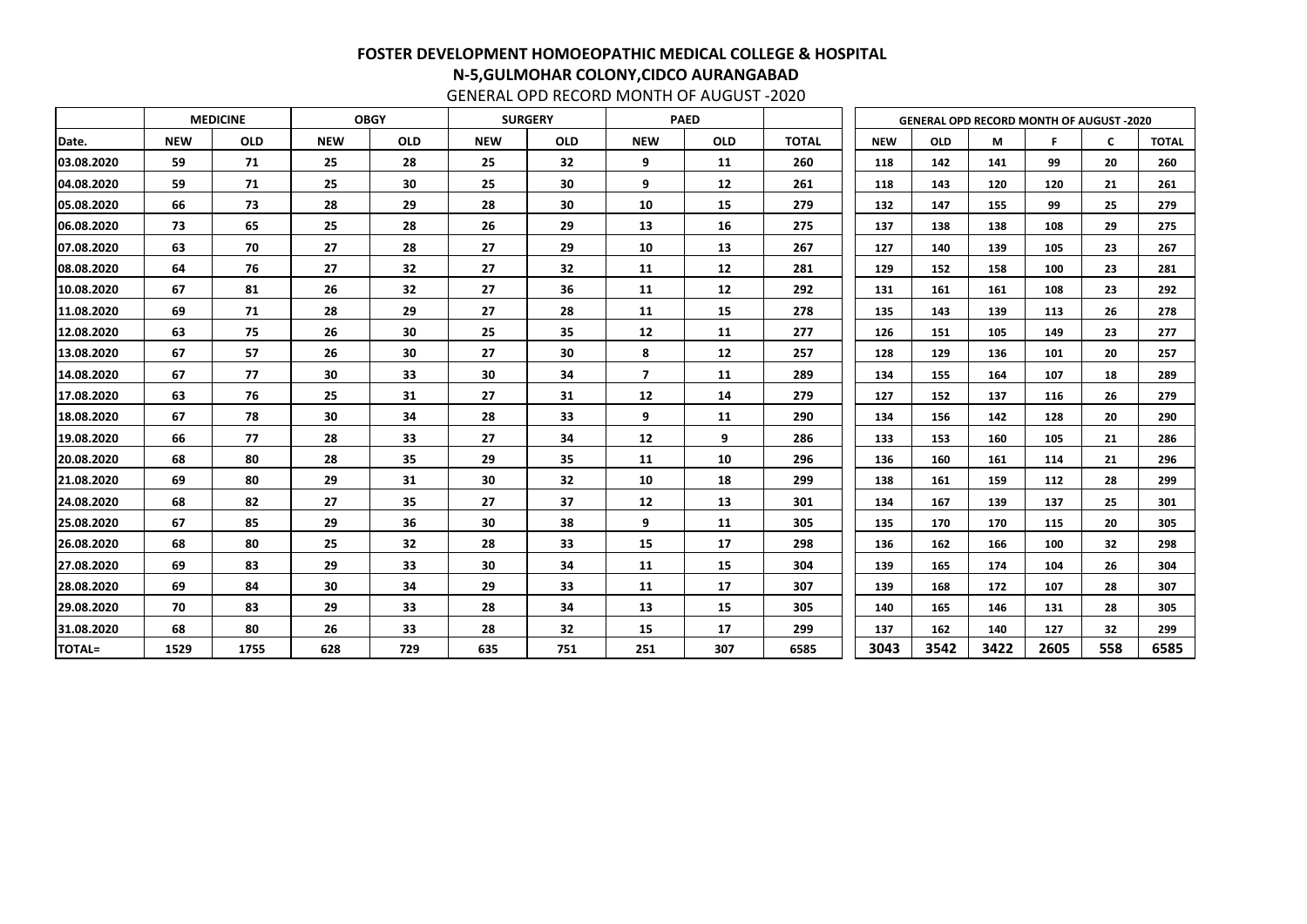## FOSTER DEVELOPMENT HOMOEOPATHIC MEDICAL COLLEGE & HOSPITAL

## N-5,GULMOHAR COLONY,CIDCO AURANGABAD

GENERAL OPD RECORD MONTH OF AUGUST -2020

| | MEDICINE | | OBGY | | SURGERY | | PAED | | | GENERAL OPD RECORD MONTH OF AUGUST -2020 | | | | | |
|---|---|---|---|---|---|---|---|---|---|---|---|---|---|---|---|
| Date. | NEW | OLD | NEW | OLD | NEW | OLD | NEW | OLD | TOTAL | NEW | OLD | M | F | C | TOTAL |
| 03.08.2020 | 59 | 71 | 25 | 28 | 25 | 32 | 9 | 11 | 260 | 118 | 142 | 141 | 99 | 20 | 260 |
| 04.08.2020 | 59 | 71 | 25 | 30 | 25 | 30 | 9 | 12 | 261 | 118 | 143 | 120 | 120 | 21 | 261 |
| 05.08.2020 | 66 | 73 | 28 | 29 | 28 | 30 | 10 | 15 | 279 | 132 | 147 | 155 | 99 | 25 | 279 |
| 06.08.2020 | 73 | 65 | 25 | 28 | 26 | 29 | 13 | 16 | 275 | 137 | 138 | 138 | 108 | 29 | 275 |
| 07.08.2020 | 63 | 70 | 27 | 28 | 27 | 29 | 10 | 13 | 267 | 127 | 140 | 139 | 105 | 23 | 267 |
| 08.08.2020 | 64 | 76 | 27 | 32 | 27 | 32 | 11 | 12 | 281 | 129 | 152 | 158 | 100 | 23 | 281 |
| 10.08.2020 | 67 | 81 | 26 | 32 | 27 | 36 | 11 | 12 | 292 | 131 | 161 | 161 | 108 | 23 | 292 |
| 11.08.2020 | 69 | 71 | 28 | 29 | 27 | 28 | 11 | 15 | 278 | 135 | 143 | 139 | 113 | 26 | 278 |
| 12.08.2020 | 63 | 75 | 26 | 30 | 25 | 35 | 12 | 11 | 277 | 126 | 151 | 105 | 149 | 23 | 277 |
| 13.08.2020 | 67 | 57 | 26 | 30 | 27 | 30 | 8 | 12 | 257 | 128 | 129 | 136 | 101 | 20 | 257 |
| 14.08.2020 | 67 | 77 | 30 | 33 | 30 | 34 | 7 | 11 | 289 | 134 | 155 | 164 | 107 | 18 | 289 |
| 17.08.2020 | 63 | 76 | 25 | 31 | 27 | 31 | 12 | 14 | 279 | 127 | 152 | 137 | 116 | 26 | 279 |
| 18.08.2020 | 67 | 78 | 30 | 34 | 28 | 33 | 9 | 11 | 290 | 134 | 156 | 142 | 128 | 20 | 290 |
| 19.08.2020 | 66 | 77 | 28 | 33 | 27 | 34 | 12 | 9 | 286 | 133 | 153 | 160 | 105 | 21 | 286 |
| 20.08.2020 | 68 | 80 | 28 | 35 | 29 | 35 | 11 | 10 | 296 | 136 | 160 | 161 | 114 | 21 | 296 |
| 21.08.2020 | 69 | 80 | 29 | 31 | 30 | 32 | 10 | 18 | 299 | 138 | 161 | 159 | 112 | 28 | 299 |
| 24.08.2020 | 68 | 82 | 27 | 35 | 27 | 37 | 12 | 13 | 301 | 134 | 167 | 139 | 137 | 25 | 301 |
| 25.08.2020 | 67 | 85 | 29 | 36 | 30 | 38 | 9 | 11 | 305 | 135 | 170 | 170 | 115 | 20 | 305 |
| 26.08.2020 | 68 | 80 | 25 | 32 | 28 | 33 | 15 | 17 | 298 | 136 | 162 | 166 | 100 | 32 | 298 |
| 27.08.2020 | 69 | 83 | 29 | 33 | 30 | 34 | 11 | 15 | 304 | 139 | 165 | 174 | 104 | 26 | 304 |
| 28.08.2020 | 69 | 84 | 30 | 34 | 29 | 33 | 11 | 17 | 307 | 139 | 168 | 172 | 107 | 28 | 307 |
| 29.08.2020 | 70 | 83 | 29 | 33 | 28 | 34 | 13 | 15 | 305 | 140 | 165 | 146 | 131 | 28 | 305 |
| 31.08.2020 | 68 | 80 | 26 | 33 | 28 | 32 | 15 | 17 | 299 | 137 | 162 | 140 | 127 | 32 | 299 |
| TOTAL= | 1529 | 1755 | 628 | 729 | 635 | 751 | 251 | 307 | 6585 | 3043 | 3542 | 3422 | 2605 | 558 | 6585 |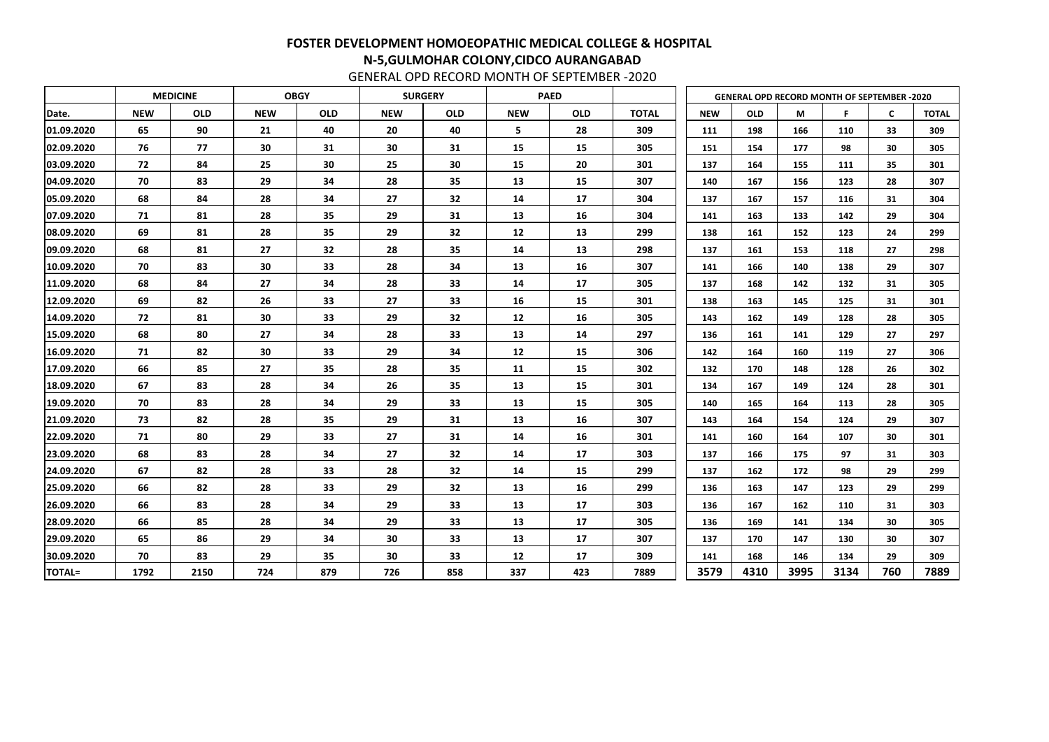# FOSTER DEVELOPMENT HOMOEOPATHIC MEDICAL COLLEGE & HOSPITAL

## N-5,GULMOHAR COLONY,CIDCO AURANGABAD

GENERAL OPD RECORD MONTH OF SEPTEMBER -2020

| | MEDICINE | | OBGY | | SURGERY | | PAED | | |
|---|---|---|---|---|---|---|---|---|---|
| Date. | NEW | OLD | NEW | OLD | NEW | OLD | NEW | OLD | TOTAL |
| 01.09.2020 | 65 | 90 | 21 | 40 | 20 | 40 | 5 | 28 | 309 |
| 02.09.2020 | 76 | 77 | 30 | 31 | 30 | 31 | 15 | 15 | 305 |
| 03.09.2020 | 72 | 84 | 25 | 30 | 25 | 30 | 15 | 20 | 301 |
| 04.09.2020 | 70 | 83 | 29 | 34 | 28 | 35 | 13 | 15 | 307 |
| 05.09.2020 | 68 | 84 | 28 | 34 | 27 | 32 | 14 | 17 | 304 |
| 07.09.2020 | 71 | 81 | 28 | 35 | 29 | 31 | 13 | 16 | 304 |
| 08.09.2020 | 69 | 81 | 28 | 35 | 29 | 32 | 12 | 13 | 299 |
| 09.09.2020 | 68 | 81 | 27 | 32 | 28 | 35 | 14 | 13 | 298 |
| 10.09.2020 | 70 | 83 | 30 | 33 | 28 | 34 | 13 | 16 | 307 |
| 11.09.2020 | 68 | 84 | 27 | 34 | 28 | 33 | 14 | 17 | 305 |
| 12.09.2020 | 69 | 82 | 26 | 33 | 27 | 33 | 16 | 15 | 301 |
| 14.09.2020 | 72 | 81 | 30 | 33 | 29 | 32 | 12 | 16 | 305 |
| 15.09.2020 | 68 | 80 | 27 | 34 | 28 | 33 | 13 | 14 | 297 |
| 16.09.2020 | 71 | 82 | 30 | 33 | 29 | 34 | 12 | 15 | 306 |
| 17.09.2020 | 66 | 85 | 27 | 35 | 28 | 35 | 11 | 15 | 302 |
| 18.09.2020 | 67 | 83 | 28 | 34 | 26 | 35 | 13 | 15 | 301 |
| 19.09.2020 | 70 | 83 | 28 | 34 | 29 | 33 | 13 | 15 | 305 |
| 21.09.2020 | 73 | 82 | 28 | 35 | 29 | 31 | 13 | 16 | 307 |
| 22.09.2020 | 71 | 80 | 29 | 33 | 27 | 31 | 14 | 16 | 301 |
| 23.09.2020 | 68 | 83 | 28 | 34 | 27 | 32 | 14 | 17 | 303 |
| 24.09.2020 | 67 | 82 | 28 | 33 | 28 | 32 | 14 | 15 | 299 |
| 25.09.2020 | 66 | 82 | 28 | 33 | 29 | 32 | 13 | 16 | 299 |
| 26.09.2020 | 66 | 83 | 28 | 34 | 29 | 33 | 13 | 17 | 303 |
| 28.09.2020 | 66 | 85 | 28 | 34 | 29 | 33 | 13 | 17 | 305 |
| 29.09.2020 | 65 | 86 | 29 | 34 | 30 | 33 | 13 | 17 | 307 |
| 30.09.2020 | 70 | 83 | 29 | 35 | 30 | 33 | 12 | 17 | 309 |
| TOTAL= | 1792 | 2150 | 724 | 879 | 726 | 858 | 337 | 423 | 7889 |

| GENERAL OPD RECORD MONTH OF SEPTEMBER -2020 | | | | | |
|---|---|---|---|---|---|
| NEW | OLD | M | F | C | TOTAL |
| 111 | 198 | 166 | 110 | 33 | 309 |
| 151 | 154 | 177 | 98 | 30 | 305 |
| 137 | 164 | 155 | 111 | 35 | 301 |
| 140 | 167 | 156 | 123 | 28 | 307 |
| 137 | 167 | 157 | 116 | 31 | 304 |
| 141 | 163 | 133 | 142 | 29 | 304 |
| 138 | 161 | 152 | 123 | 24 | 299 |
| 137 | 161 | 153 | 118 | 27 | 298 |
| 141 | 166 | 140 | 138 | 29 | 307 |
| 137 | 168 | 142 | 132 | 31 | 305 |
| 138 | 163 | 145 | 125 | 31 | 301 |
| 143 | 162 | 149 | 128 | 28 | 305 |
| 136 | 161 | 141 | 129 | 27 | 297 |
| 142 | 164 | 160 | 119 | 27 | 306 |
| 132 | 170 | 148 | 128 | 26 | 302 |
| 134 | 167 | 149 | 124 | 28 | 301 |
| 140 | 165 | 164 | 113 | 28 | 305 |
| 143 | 164 | 154 | 124 | 29 | 307 |
| 141 | 160 | 164 | 107 | 30 | 301 |
| 137 | 166 | 175 | 97 | 31 | 303 |
| 137 | 162 | 172 | 98 | 29 | 299 |
| 136 | 163 | 147 | 123 | 29 | 299 |
| 136 | 167 | 162 | 110 | 31 | 303 |
| 136 | 169 | 141 | 134 | 30 | 305 |
| 137 | 170 | 147 | 130 | 30 | 307 |
| 141 | 168 | 146 | 134 | 29 | 309 |
| 3579 | 4310 | 3995 | 3134 | 760 | 7889 |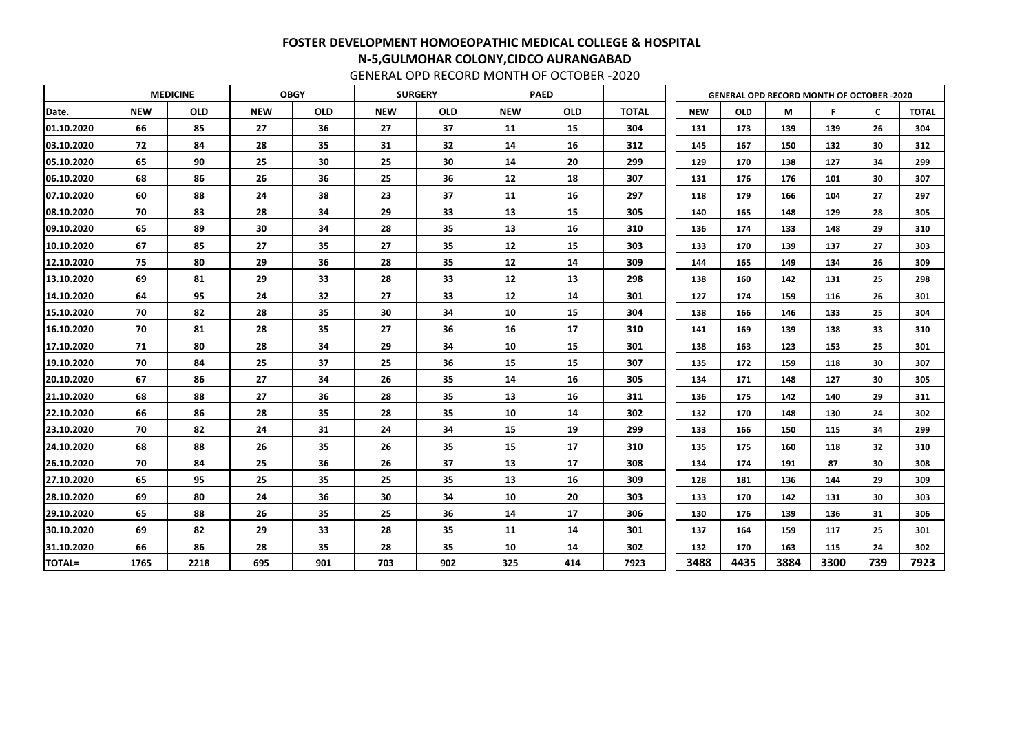# FOSTER DEVELOPMENT HOMOEOPATHIC MEDICAL COLLEGE & HOSPITAL

## N-5,GULMOHAR COLONY,CIDCO AURANGABAD

GENERAL OPD RECORD MONTH OF OCTOBER -2020

| | MEDICINE | | OBGY | | SURGERY | | PAED | | |
|---|---|---|---|---|---|---|---|---|---|
| Date. | NEW | OLD | NEW | OLD | NEW | OLD | NEW | OLD | TOTAL |
| 01.10.2020 | 66 | 85 | 27 | 36 | 27 | 37 | 11 | 15 | 304 |
| 03.10.2020 | 72 | 84 | 28 | 35 | 31 | 32 | 14 | 16 | 312 |
| 05.10.2020 | 65 | 90 | 25 | 30 | 25 | 30 | 14 | 20 | 299 |
| 06.10.2020 | 68 | 86 | 26 | 36 | 25 | 36 | 12 | 18 | 307 |
| 07.10.2020 | 60 | 88 | 24 | 38 | 23 | 37 | 11 | 16 | 297 |
| 08.10.2020 | 70 | 83 | 28 | 34 | 29 | 33 | 13 | 15 | 305 |
| 09.10.2020 | 65 | 89 | 30 | 34 | 28 | 35 | 13 | 16 | 310 |
| 10.10.2020 | 67 | 85 | 27 | 35 | 27 | 35 | 12 | 15 | 303 |
| 12.10.2020 | 75 | 80 | 29 | 36 | 28 | 35 | 12 | 14 | 309 |
| 13.10.2020 | 69 | 81 | 29 | 33 | 28 | 33 | 12 | 13 | 298 |
| 14.10.2020 | 64 | 95 | 24 | 32 | 27 | 33 | 12 | 14 | 301 |
| 15.10.2020 | 70 | 82 | 28 | 35 | 30 | 34 | 10 | 15 | 304 |
| 16.10.2020 | 70 | 81 | 28 | 35 | 27 | 36 | 16 | 17 | 310 |
| 17.10.2020 | 71 | 80 | 28 | 34 | 29 | 34 | 10 | 15 | 301 |
| 19.10.2020 | 70 | 84 | 25 | 37 | 25 | 36 | 15 | 15 | 307 |
| 20.10.2020 | 67 | 86 | 27 | 34 | 26 | 35 | 14 | 16 | 305 |
| 21.10.2020 | 68 | 88 | 27 | 36 | 28 | 35 | 13 | 16 | 311 |
| 22.10.2020 | 66 | 86 | 28 | 35 | 28 | 35 | 10 | 14 | 302 |
| 23.10.2020 | 70 | 82 | 24 | 31 | 24 | 34 | 15 | 19 | 299 |
| 24.10.2020 | 68 | 88 | 26 | 35 | 26 | 35 | 15 | 17 | 310 |
| 26.10.2020 | 70 | 84 | 25 | 36 | 26 | 37 | 13 | 17 | 308 |
| 27.10.2020 | 65 | 95 | 25 | 35 | 25 | 35 | 13 | 16 | 309 |
| 28.10.2020 | 69 | 80 | 24 | 36 | 30 | 34 | 10 | 20 | 303 |
| 29.10.2020 | 65 | 88 | 26 | 35 | 25 | 36 | 14 | 17 | 306 |
| 30.10.2020 | 69 | 82 | 29 | 33 | 28 | 35 | 11 | 14 | 301 |
| 31.10.2020 | 66 | 86 | 28 | 35 | 28 | 35 | 10 | 14 | 302 |
| TOTAL= | 1765 | 2218 | 695 | 901 | 703 | 902 | 325 | 414 | 7923 |

| GENERAL OPD RECORD MONTH OF OCTOBER -2020 | | | | | |
|---|---|---|---|---|---|
| NEW | OLD | M | F | C | TOTAL |
| 131 | 173 | 139 | 139 | 26 | 304 |
| 145 | 167 | 150 | 132 | 30 | 312 |
| 129 | 170 | 138 | 127 | 34 | 299 |
| 131 | 176 | 176 | 101 | 30 | 307 |
| 118 | 179 | 166 | 104 | 27 | 297 |
| 140 | 165 | 148 | 129 | 28 | 305 |
| 136 | 174 | 133 | 148 | 29 | 310 |
| 133 | 170 | 139 | 137 | 27 | 303 |
| 144 | 165 | 149 | 134 | 26 | 309 |
| 138 | 160 | 142 | 131 | 25 | 298 |
| 127 | 174 | 159 | 116 | 26 | 301 |
| 138 | 166 | 146 | 133 | 25 | 304 |
| 141 | 169 | 139 | 138 | 33 | 310 |
| 138 | 163 | 123 | 153 | 25 | 301 |
| 135 | 172 | 159 | 118 | 30 | 307 |
| 134 | 171 | 148 | 127 | 30 | 305 |
| 136 | 175 | 142 | 140 | 29 | 311 |
| 132 | 170 | 148 | 130 | 24 | 302 |
| 133 | 166 | 150 | 115 | 34 | 299 |
| 135 | 175 | 160 | 118 | 32 | 310 |
| 134 | 174 | 191 | 87 | 30 | 308 |
| 128 | 181 | 136 | 144 | 29 | 309 |
| 133 | 170 | 142 | 131 | 30 | 303 |
| 130 | 176 | 139 | 136 | 31 | 306 |
| 137 | 164 | 159 | 117 | 25 | 301 |
| 132 | 170 | 163 | 115 | 24 | 302 |
| 3488 | 4435 | 3884 | 3300 | 739 | 7923 |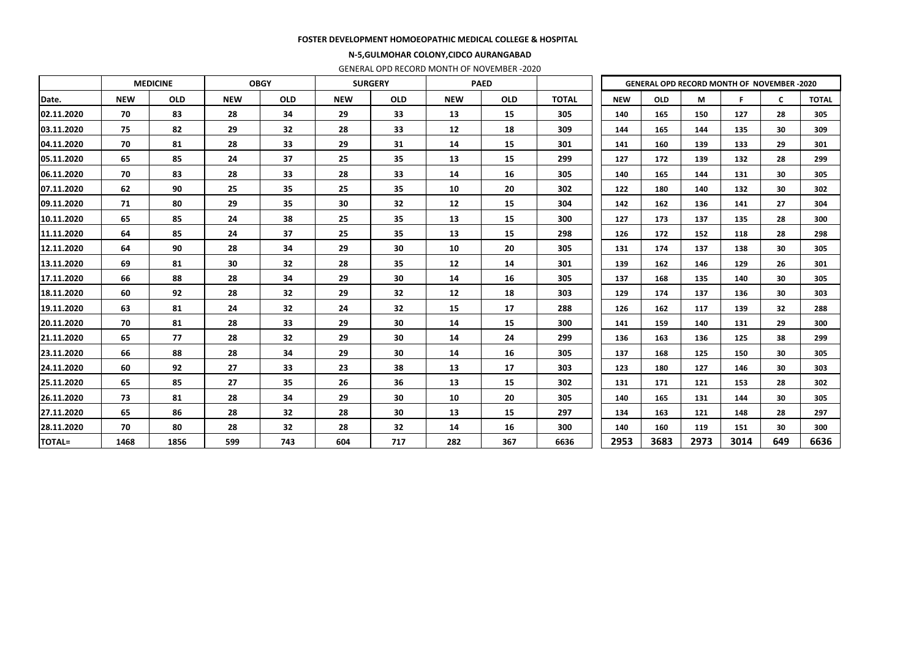**FOSTER DEVELOPMENT HOMOEOPATHIC MEDICAL COLLEGE & HOSPITAL**

**N-5,GULMOHAR COLONY,CIDCO AURANGABAD**

GENERAL OPD RECORD MONTH OF NOVEMBER -2020

| | MEDICINE | | OBGY | | SURGERY | | PAED | | |
|---|---|---|---|---|---|---|---|---|---|
| Date. | NEW | OLD | NEW | OLD | NEW | OLD | NEW | OLD | TOTAL |
| 02.11.2020 | 70 | 83 | 28 | 34 | 29 | 33 | 13 | 15 | 305 |
| 03.11.2020 | 75 | 82 | 29 | 32 | 28 | 33 | 12 | 18 | 309 |
| 04.11.2020 | 70 | 81 | 28 | 33 | 29 | 31 | 14 | 15 | 301 |
| 05.11.2020 | 65 | 85 | 24 | 37 | 25 | 35 | 13 | 15 | 299 |
| 06.11.2020 | 70 | 83 | 28 | 33 | 28 | 33 | 14 | 16 | 305 |
| 07.11.2020 | 62 | 90 | 25 | 35 | 25 | 35 | 10 | 20 | 302 |
| 09.11.2020 | 71 | 80 | 29 | 35 | 30 | 32 | 12 | 15 | 304 |
| 10.11.2020 | 65 | 85 | 24 | 38 | 25 | 35 | 13 | 15 | 300 |
| 11.11.2020 | 64 | 85 | 24 | 37 | 25 | 35 | 13 | 15 | 298 |
| 12.11.2020 | 64 | 90 | 28 | 34 | 29 | 30 | 10 | 20 | 305 |
| 13.11.2020 | 69 | 81 | 30 | 32 | 28 | 35 | 12 | 14 | 301 |
| 17.11.2020 | 66 | 88 | 28 | 34 | 29 | 30 | 14 | 16 | 305 |
| 18.11.2020 | 60 | 92 | 28 | 32 | 29 | 32 | 12 | 18 | 303 |
| 19.11.2020 | 63 | 81 | 24 | 32 | 24 | 32 | 15 | 17 | 288 |
| 20.11.2020 | 70 | 81 | 28 | 33 | 29 | 30 | 14 | 15 | 300 |
| 21.11.2020 | 65 | 77 | 28 | 32 | 29 | 30 | 14 | 24 | 299 |
| 23.11.2020 | 66 | 88 | 28 | 34 | 29 | 30 | 14 | 16 | 305 |
| 24.11.2020 | 60 | 92 | 27 | 33 | 23 | 38 | 13 | 17 | 303 |
| 25.11.2020 | 65 | 85 | 27 | 35 | 26 | 36 | 13 | 15 | 302 |
| 26.11.2020 | 73 | 81 | 28 | 34 | 29 | 30 | 10 | 20 | 305 |
| 27.11.2020 | 65 | 86 | 28 | 32 | 28 | 30 | 13 | 15 | 297 |
| 28.11.2020 | 70 | 80 | 28 | 32 | 28 | 32 | 14 | 16 | 300 |
| TOTAL= | 1468 | 1856 | 599 | 743 | 604 | 717 | 282 | 367 | 6636 |

| GENERAL OPD RECORD MONTH OF NOVEMBER -2020 | | | | | |
|---|---|---|---|---|---|
| NEW | OLD | M | F | C | TOTAL |
| 140 | 165 | 150 | 127 | 28 | 305 |
| 144 | 165 | 144 | 135 | 30 | 309 |
| 141 | 160 | 139 | 133 | 29 | 301 |
| 127 | 172 | 139 | 132 | 28 | 299 |
| 140 | 165 | 144 | 131 | 30 | 305 |
| 122 | 180 | 140 | 132 | 30 | 302 |
| 142 | 162 | 136 | 141 | 27 | 304 |
| 127 | 173 | 137 | 135 | 28 | 300 |
| 126 | 172 | 152 | 118 | 28 | 298 |
| 131 | 174 | 137 | 138 | 30 | 305 |
| 139 | 162 | 146 | 129 | 26 | 301 |
| 137 | 168 | 135 | 140 | 30 | 305 |
| 129 | 174 | 137 | 136 | 30 | 303 |
| 126 | 162 | 117 | 139 | 32 | 288 |
| 141 | 159 | 140 | 131 | 29 | 300 |
| 136 | 163 | 136 | 125 | 38 | 299 |
| 137 | 168 | 125 | 150 | 30 | 305 |
| 123 | 180 | 127 | 146 | 30 | 303 |
| 131 | 171 | 121 | 153 | 28 | 302 |
| 140 | 165 | 131 | 144 | 30 | 305 |
| 134 | 163 | 121 | 148 | 28 | 297 |
| 140 | 160 | 119 | 151 | 30 | 300 |
| 2953 | 3683 | 2973 | 3014 | 649 | 6636 |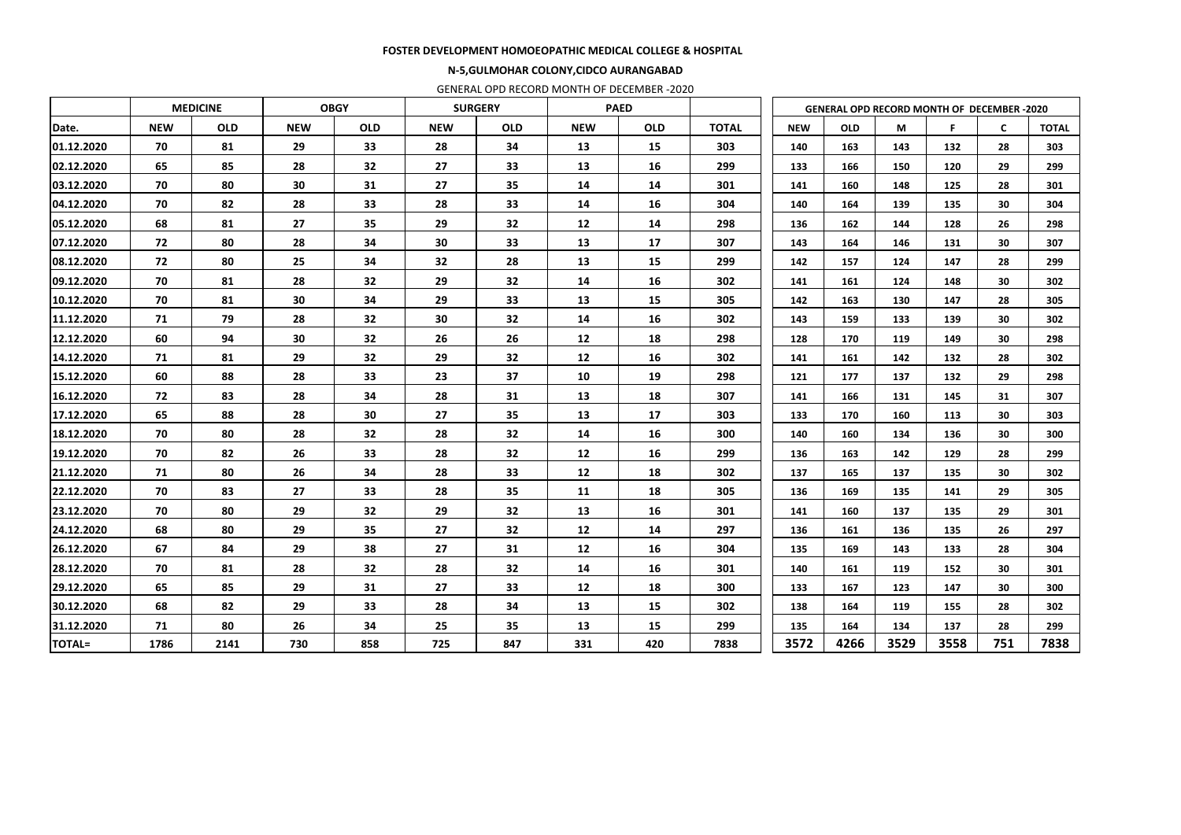**FOSTER DEVELOPMENT HOMOEOPATHIC MEDICAL COLLEGE & HOSPITAL**

**N-5,GULMOHAR COLONY,CIDCO AURANGABAD**

GENERAL OPD RECORD MONTH OF DECEMBER -2020

| | MEDICINE | | OBGY | | SURGERY | | PAED | | |
|---|---|---|---|---|---|---|---|---|---|
| Date. | NEW | OLD | NEW | OLD | NEW | OLD | NEW | OLD | TOTAL |
| 01.12.2020 | 70 | 81 | 29 | 33 | 28 | 34 | 13 | 15 | 303 |
| 02.12.2020 | 65 | 85 | 28 | 32 | 27 | 33 | 13 | 16 | 299 |
| 03.12.2020 | 70 | 80 | 30 | 31 | 27 | 35 | 14 | 14 | 301 |
| 04.12.2020 | 70 | 82 | 28 | 33 | 28 | 33 | 14 | 16 | 304 |
| 05.12.2020 | 68 | 81 | 27 | 35 | 29 | 32 | 12 | 14 | 298 |
| 07.12.2020 | 72 | 80 | 28 | 34 | 30 | 33 | 13 | 17 | 307 |
| 08.12.2020 | 72 | 80 | 25 | 34 | 32 | 28 | 13 | 15 | 299 |
| 09.12.2020 | 70 | 81 | 28 | 32 | 29 | 32 | 14 | 16 | 302 |
| 10.12.2020 | 70 | 81 | 30 | 34 | 29 | 33 | 13 | 15 | 305 |
| 11.12.2020 | 71 | 79 | 28 | 32 | 30 | 32 | 14 | 16 | 302 |
| 12.12.2020 | 60 | 94 | 30 | 32 | 26 | 26 | 12 | 18 | 298 |
| 14.12.2020 | 71 | 81 | 29 | 32 | 29 | 32 | 12 | 16 | 302 |
| 15.12.2020 | 60 | 88 | 28 | 33 | 23 | 37 | 10 | 19 | 298 |
| 16.12.2020 | 72 | 83 | 28 | 34 | 28 | 31 | 13 | 18 | 307 |
| 17.12.2020 | 65 | 88 | 28 | 30 | 27 | 35 | 13 | 17 | 303 |
| 18.12.2020 | 70 | 80 | 28 | 32 | 28 | 32 | 14 | 16 | 300 |
| 19.12.2020 | 70 | 82 | 26 | 33 | 28 | 32 | 12 | 16 | 299 |
| 21.12.2020 | 71 | 80 | 26 | 34 | 28 | 33 | 12 | 18 | 302 |
| 22.12.2020 | 70 | 83 | 27 | 33 | 28 | 35 | 11 | 18 | 305 |
| 23.12.2020 | 70 | 80 | 29 | 32 | 29 | 32 | 13 | 16 | 301 |
| 24.12.2020 | 68 | 80 | 29 | 35 | 27 | 32 | 12 | 14 | 297 |
| 26.12.2020 | 67 | 84 | 29 | 38 | 27 | 31 | 12 | 16 | 304 |
| 28.12.2020 | 70 | 81 | 28 | 32 | 28 | 32 | 14 | 16 | 301 |
| 29.12.2020 | 65 | 85 | 29 | 31 | 27 | 33 | 12 | 18 | 300 |
| 30.12.2020 | 68 | 82 | 29 | 33 | 28 | 34 | 13 | 15 | 302 |
| 31.12.2020 | 71 | 80 | 26 | 34 | 25 | 35 | 13 | 15 | 299 |
| TOTAL= | 1786 | 2141 | 730 | 858 | 725 | 847 | 331 | 420 | 7838 |

| GENERAL OPD RECORD MONTH OF DECEMBER -2020 | | | | | |
|---|---|---|---|---|---|
| NEW | OLD | M | F | C | TOTAL |
| 140 | 163 | 143 | 132 | 28 | 303 |
| 133 | 166 | 150 | 120 | 29 | 299 |
| 141 | 160 | 148 | 125 | 28 | 301 |
| 140 | 164 | 139 | 135 | 30 | 304 |
| 136 | 162 | 144 | 128 | 26 | 298 |
| 143 | 164 | 146 | 131 | 30 | 307 |
| 142 | 157 | 124 | 147 | 28 | 299 |
| 141 | 161 | 124 | 148 | 30 | 302 |
| 142 | 163 | 130 | 147 | 28 | 305 |
| 143 | 159 | 133 | 139 | 30 | 302 |
| 128 | 170 | 119 | 149 | 30 | 298 |
| 141 | 161 | 142 | 132 | 28 | 302 |
| 121 | 177 | 137 | 132 | 29 | 298 |
| 141 | 166 | 131 | 145 | 31 | 307 |
| 133 | 170 | 160 | 113 | 30 | 303 |
| 140 | 160 | 134 | 136 | 30 | 300 |
| 136 | 163 | 142 | 129 | 28 | 299 |
| 137 | 165 | 137 | 135 | 30 | 302 |
| 136 | 169 | 135 | 141 | 29 | 305 |
| 141 | 160 | 137 | 135 | 29 | 301 |
| 136 | 161 | 136 | 135 | 26 | 297 |
| 135 | 169 | 143 | 133 | 28 | 304 |
| 140 | 161 | 119 | 152 | 30 | 301 |
| 133 | 167 | 123 | 147 | 30 | 300 |
| 138 | 164 | 119 | 155 | 28 | 302 |
| 135 | 164 | 134 | 137 | 28 | 299 |
| 3572 | 4266 | 3529 | 3558 | 751 | 7838 |